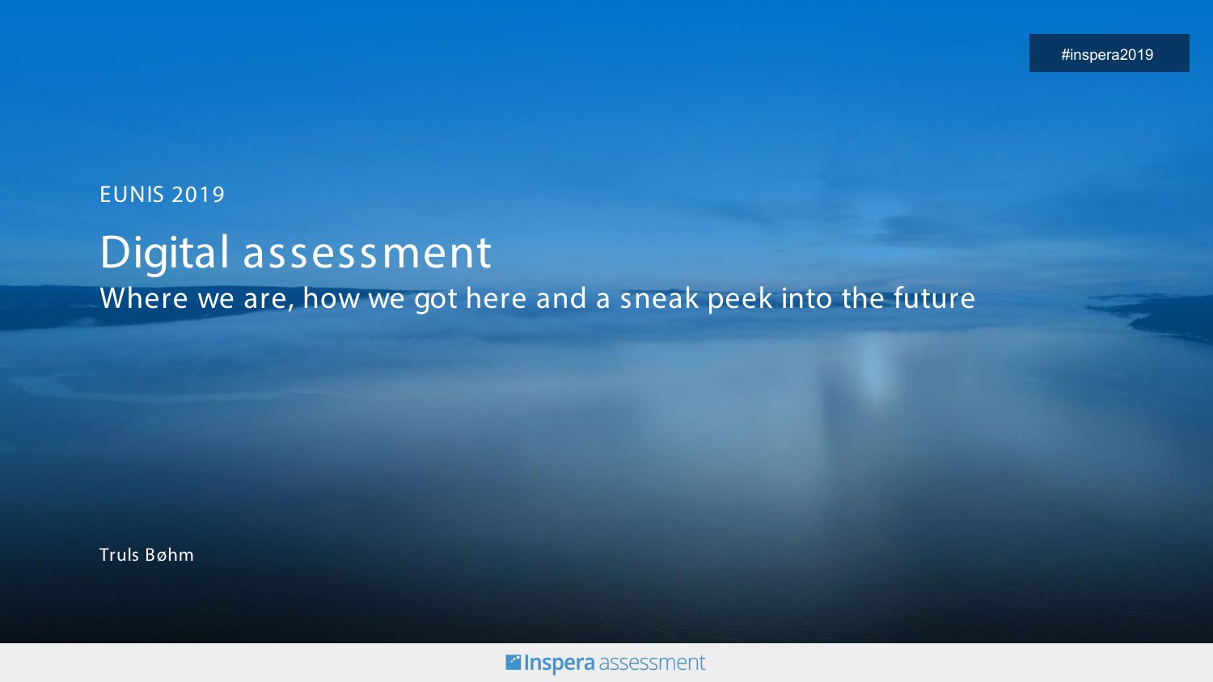#inspera2019

EUNIS 2019

# Digital assessment

## Where we are, how we got here and a sneak peek into the future

Truls Bøhm

Inspera assessment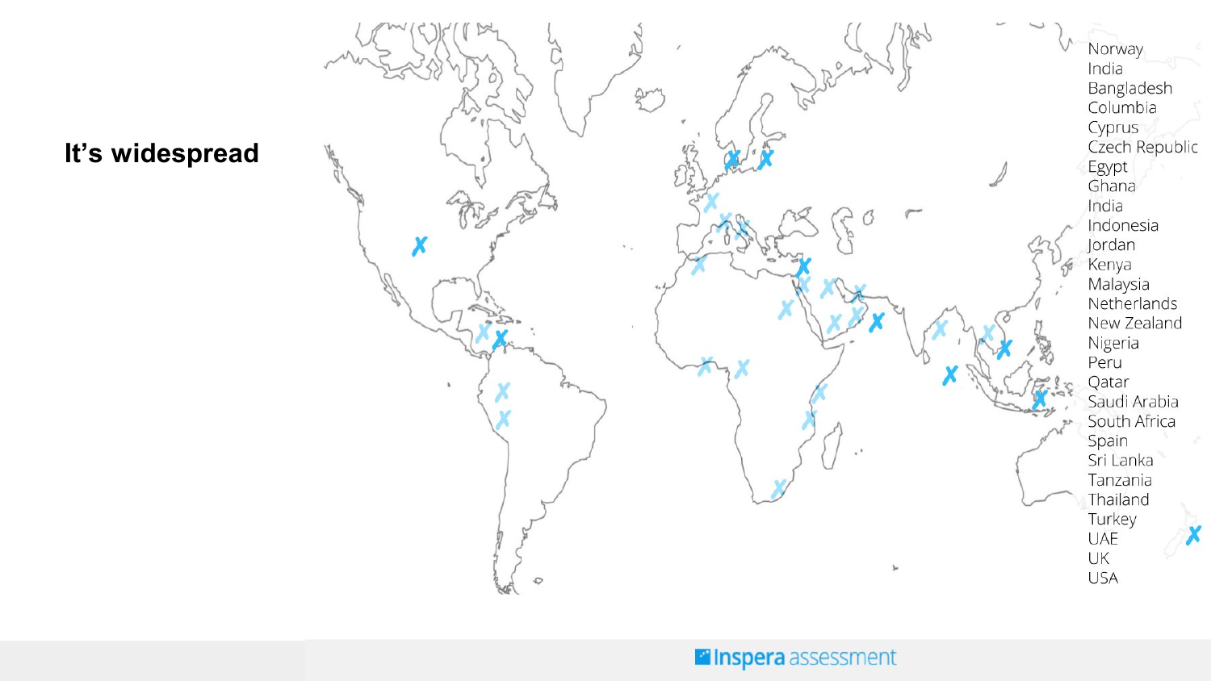# It's widespread

- Norway
- India
- Bangladesh
- Columbia
- Cyprus
- Czech Republic
- Egypt
- Ghana
- India
- Indonesia
- Jordan
- Kenya
- Malaysia
- Netherlands
- New Zealand
- Nigeria
- Peru
- Qatar
- Saudi Arabia
- South Africa
- Spain
- Sri Lanka
- Tanzania
- Thailand
- Turkey
- UAE
- UK
- USA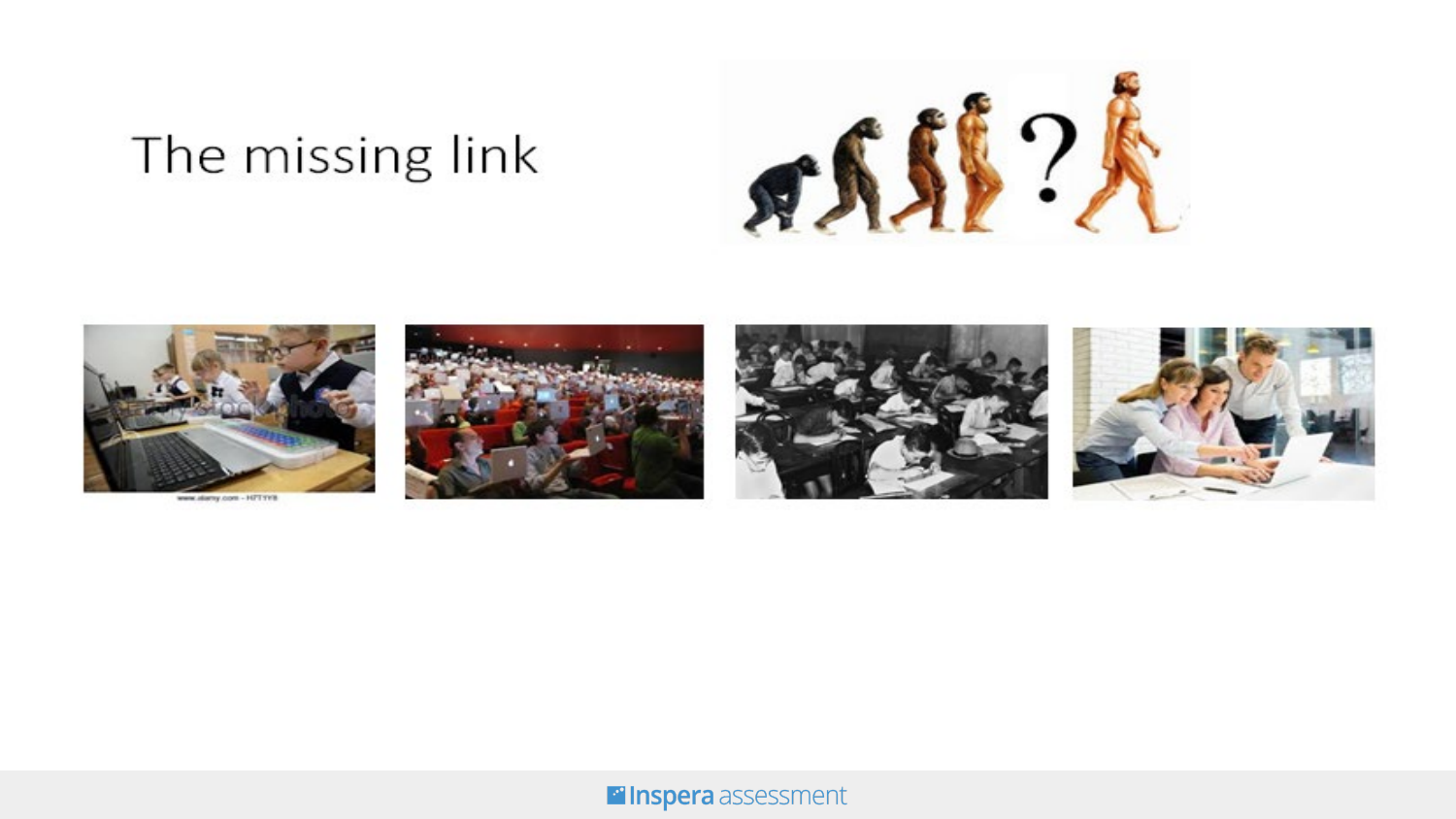# The missing link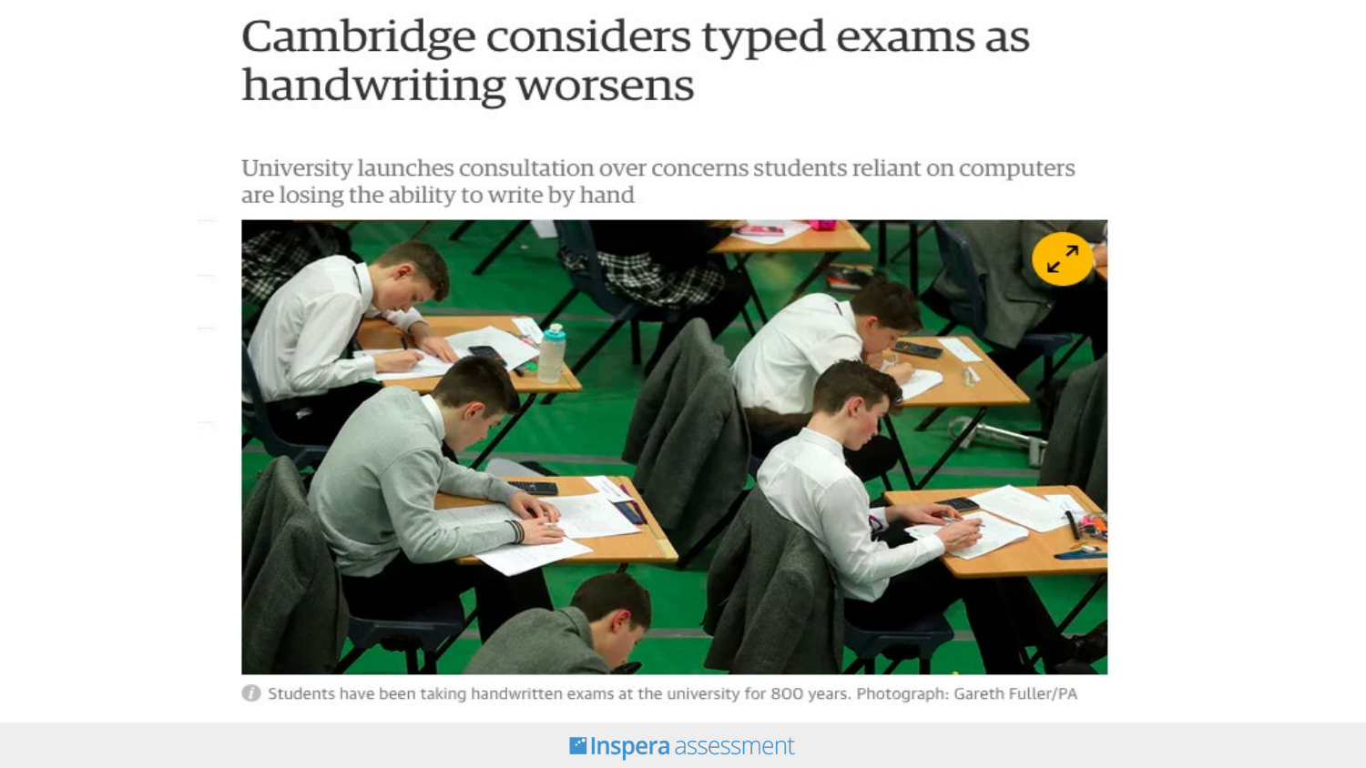# Cambridge considers typed exams as handwriting worsens

University launches consultation over concerns students reliant on computers are losing the ability to write by hand

Students have been taking handwritten exams at the university for 800 years. Photograph: Gareth Fuller/PA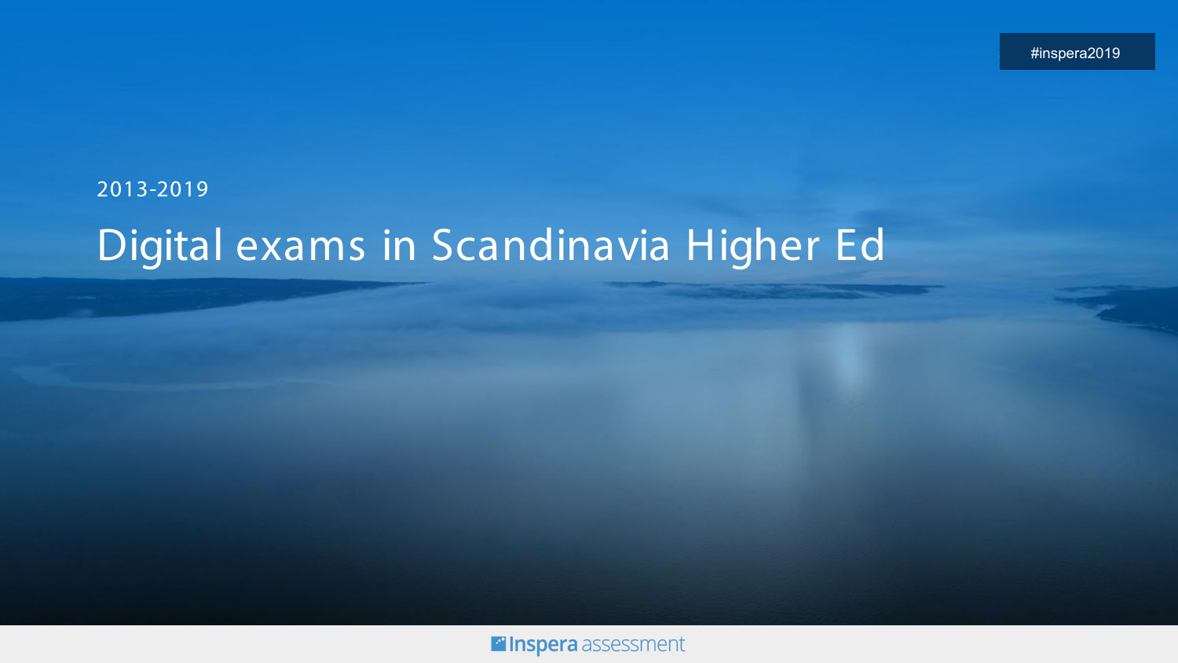#inspera2019

2013-2019

# Digital exams in Scandinavia Higher Ed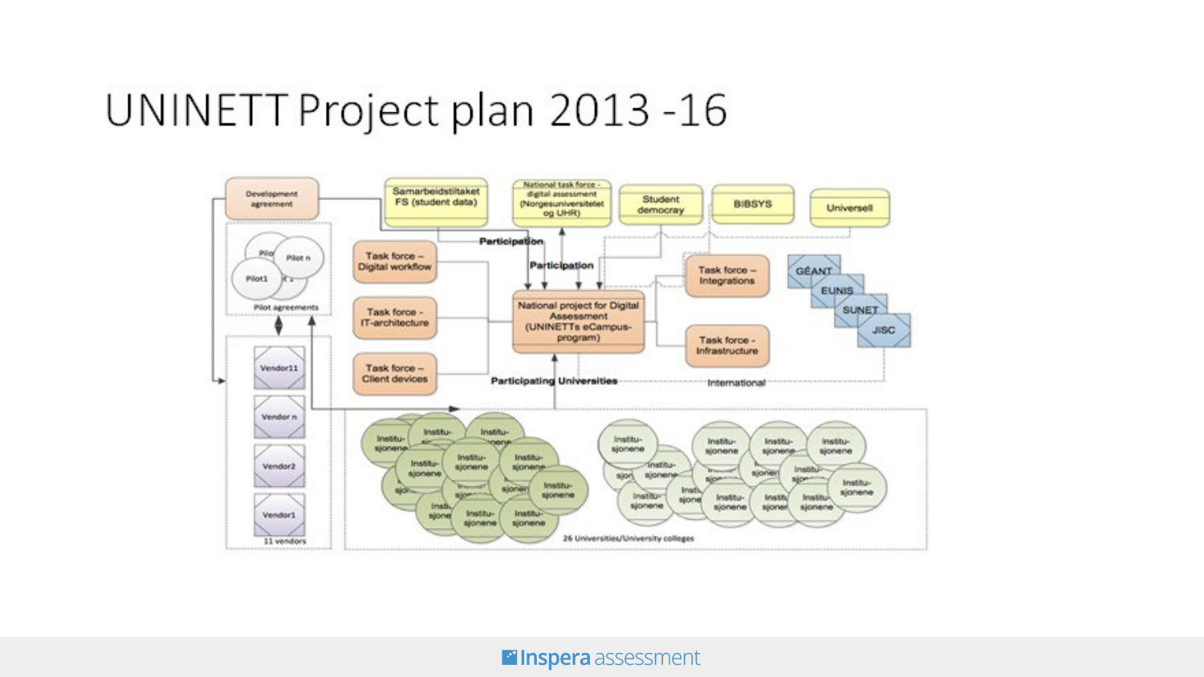# UNINETT Project plan 2013 -16

Development agreement

Samarbeidstiltaket FS (student data)

National task force - digital assessment (Norgesuniversitetet og UHR)

Student democray

BIBSYS

Universell

Participation

Participation

Pilot n

Pilot1

Pilot agreements

Task force – Digital workflow

Task force - IT-architecture

Task force – Client devices

National project for Digital Assessment (UNINETTs eCampus-program)

Task force – Integrations

Task force - Infrastructure

GÉANT

EUNIS

SUNET

JISC

Participating Universities

International

Vendor11

Vendor n

Vendor2

Vendor1

11 vendors

Institu-sjonene

26 Universities/University colleges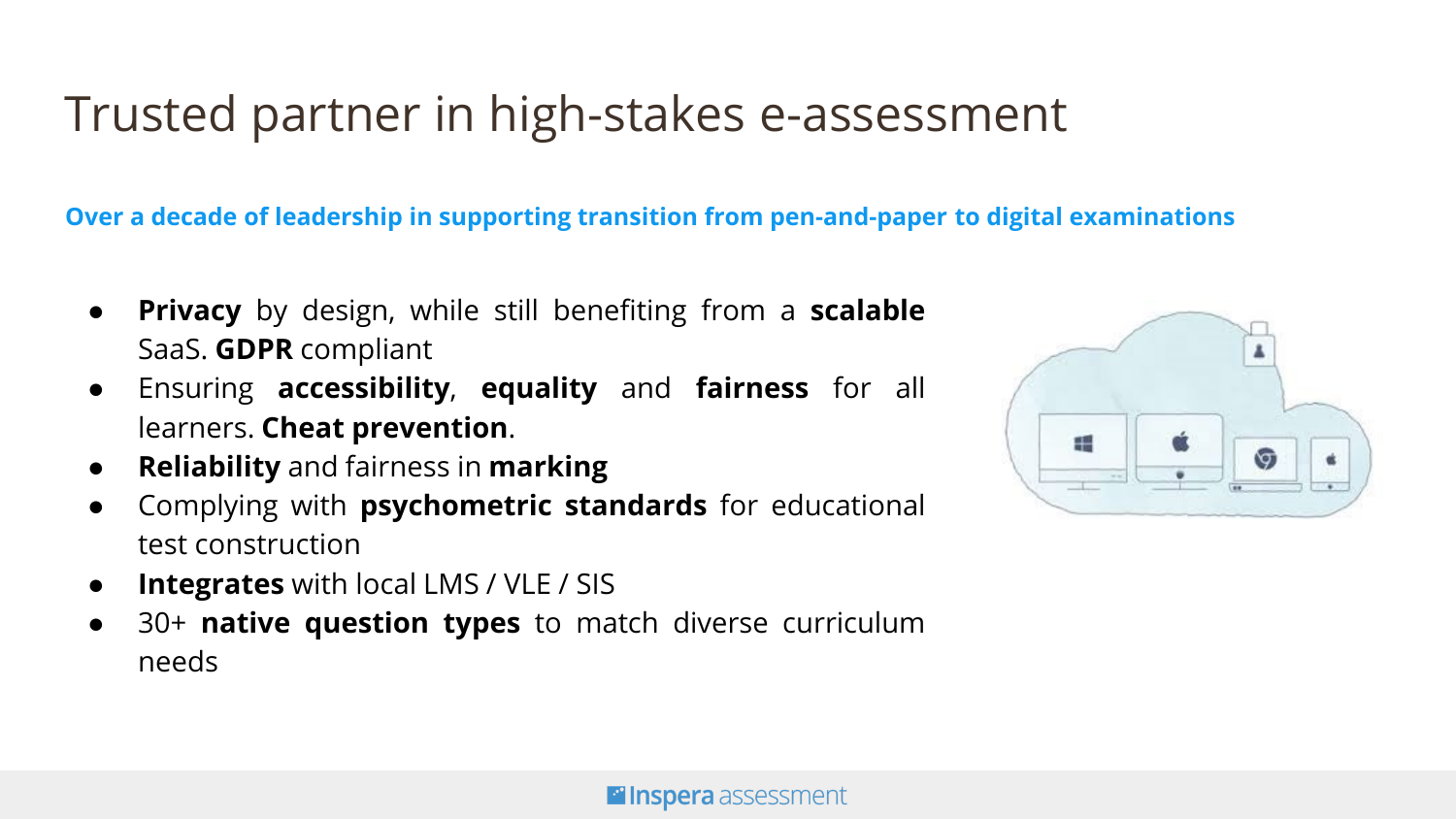# Trusted partner in high-stakes e-assessment

**Over a decade of leadership in supporting transition from pen-and-paper to digital examinations**

- **Privacy** by design, while still benefiting from a **scalable** SaaS. **GDPR** compliant
- Ensuring **accessibility**, **equality** and **fairness** for all learners. **Cheat prevention**.
- **Reliability** and fairness in **marking**
- Complying with **psychometric standards** for educational test construction
- **Integrates** with local LMS / VLE / SIS
- 30+ **native question types** to match diverse curriculum needs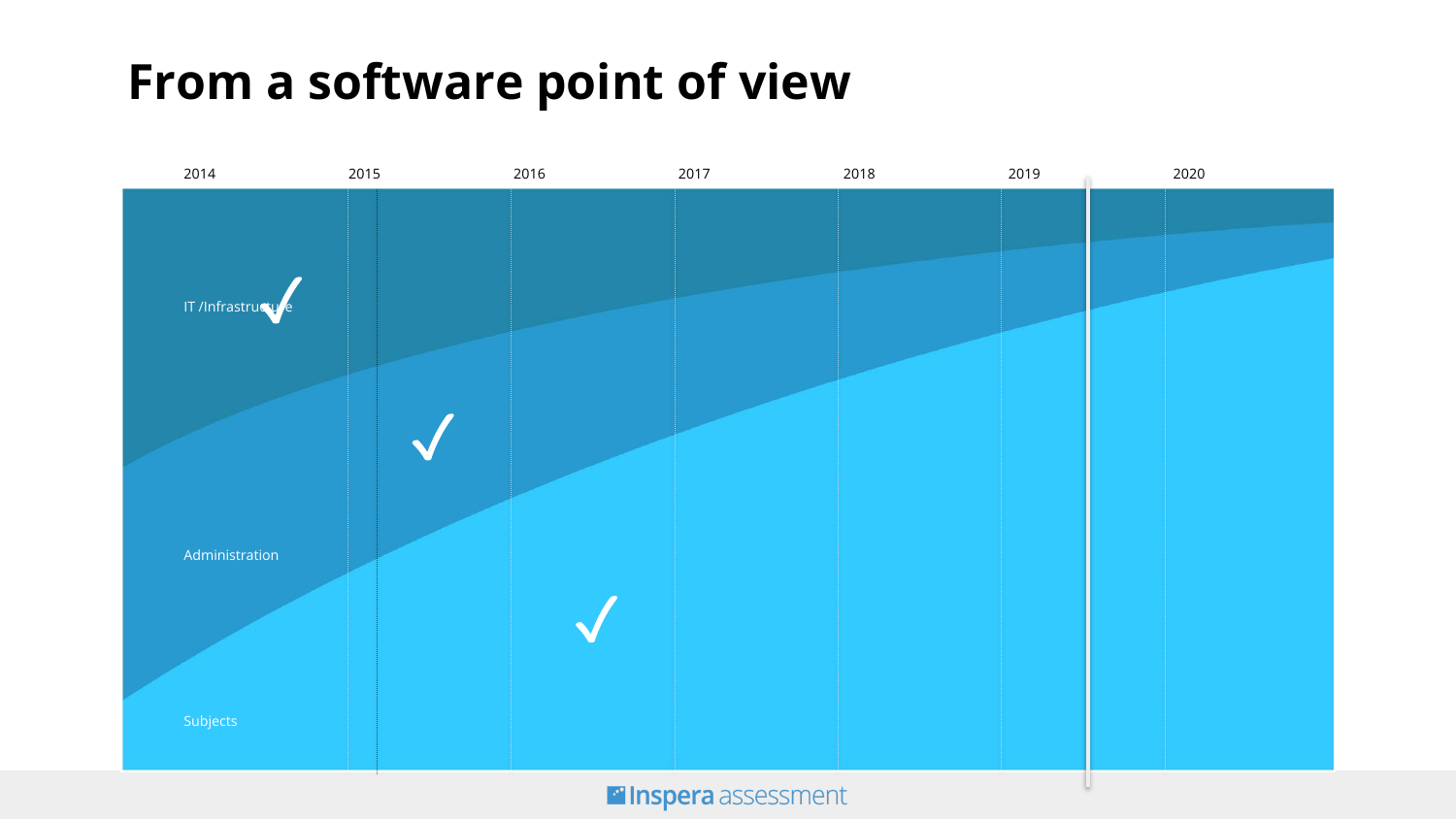# From a software point of view

2014 2015 2016 2017 2018 2019 2020

IT /Infrastructure ✓

✓

Administration

✓

Subjects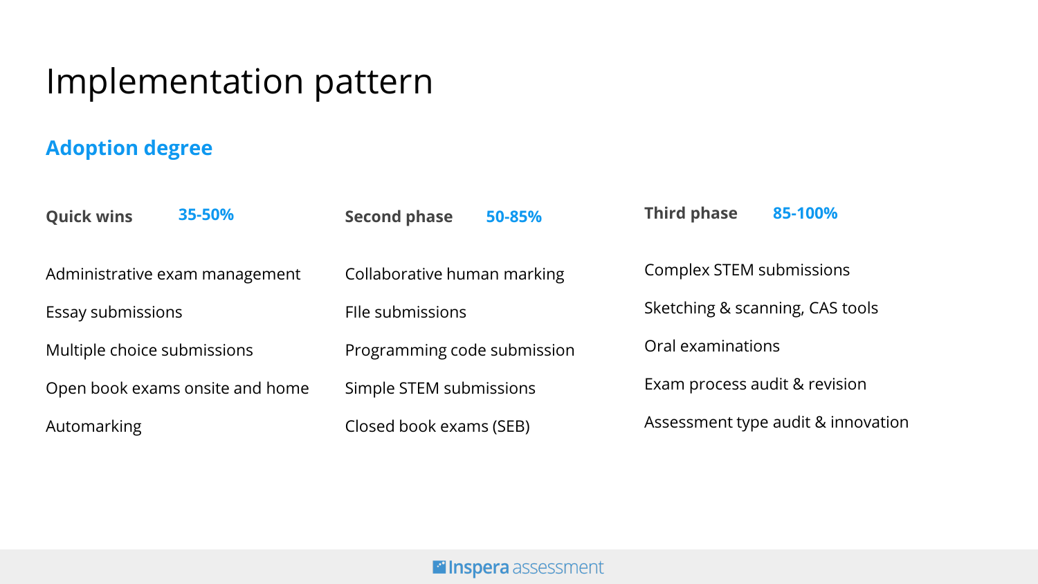# Implementation pattern

## Adoption degree

**Quick wins** 35-50%

- Administrative exam management
- Essay submissions
- Multiple choice submissions
- Open book exams onsite and home
- Automarking

**Second phase** 50-85%

- Collaborative human marking
- FIle submissions
- Programming code submission
- Simple STEM submissions
- Closed book exams (SEB)

**Third phase** 85-100%

- Complex STEM submissions
- Sketching & scanning, CAS tools
- Oral examinations
- Exam process audit & revision
- Assessment type audit & innovation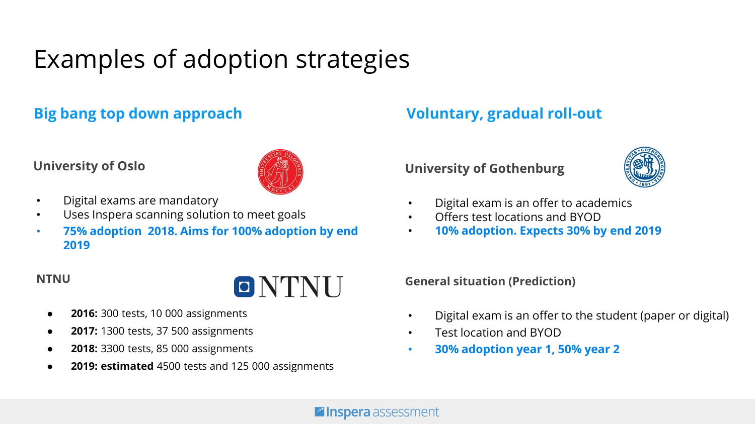# Examples of adoption strategies

## Big bang top down approach

### University of Oslo

- Digital exams are mandatory
- Uses Inspera scanning solution to meet goals
- **75% adoption 2018. Aims for 100% adoption by end 2019**

### NTNU

- **2016:** 300 tests, 10 000 assignments
- **2017:** 1300 tests, 37 500 assignments
- **2018:** 3300 tests, 85 000 assignments
- **2019: estimated** 4500 tests and 125 000 assignments

## Voluntary, gradual roll-out

### University of Gothenburg

- Digital exam is an offer to academics
- Offers test locations and BYOD
- **10% adoption. Expects 30% by end 2019**

### General situation (Prediction)

- Digital exam is an offer to the student (paper or digital)
- Test location and BYOD
- **30% adoption year 1, 50% year 2**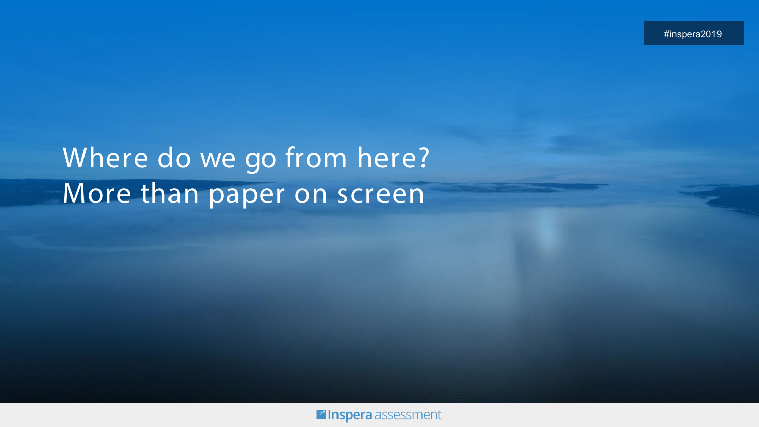# Where do we go from here?
# More than paper on screen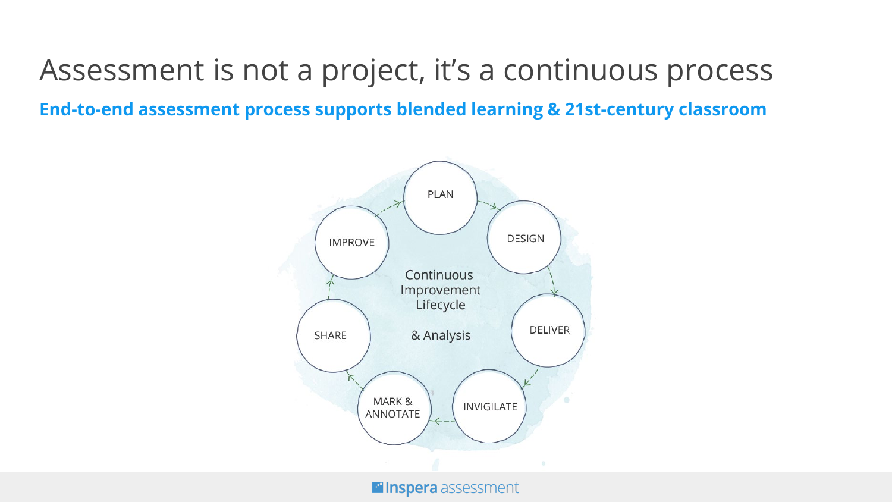# Assessment is not a project, it's a continuous process

**End-to-end assessment process supports blended learning & 21st-century classroom**

PLAN → DESIGN → DELIVER → INVIGILATE → MARK & ANNOTATE → SHARE → IMPROVE

Continuous Improvement Lifecycle

& Analysis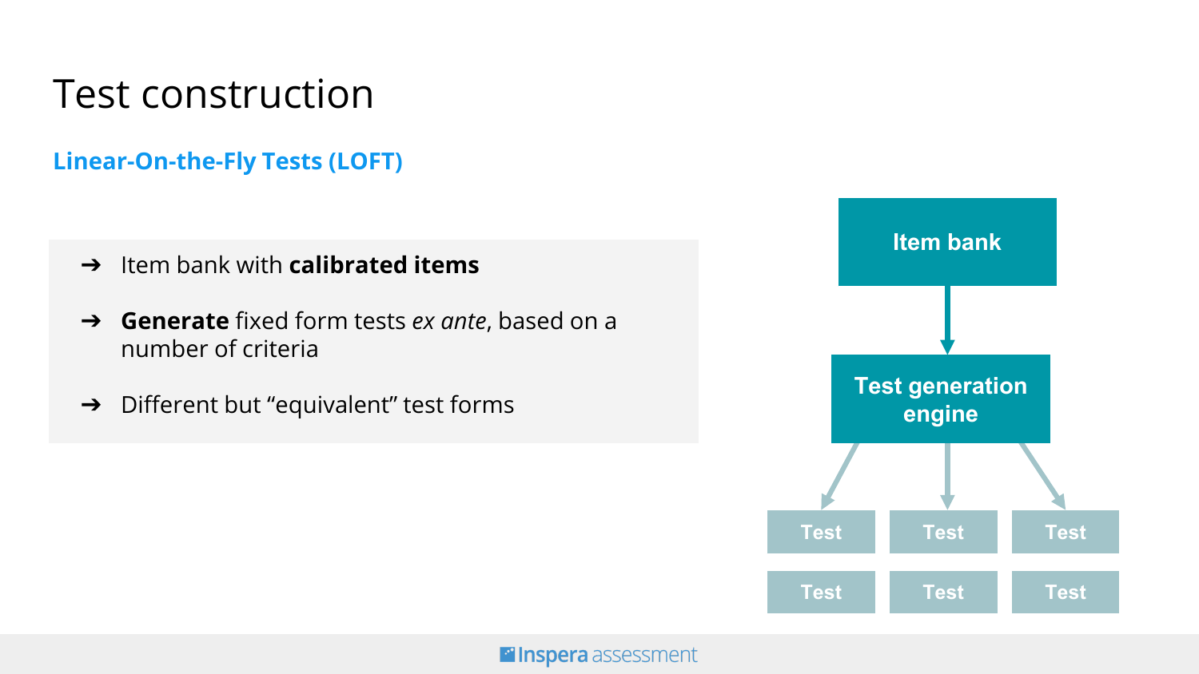# Test construction

## Linear-On-the-Fly Tests (LOFT)

- ➔ Item bank with **calibrated items**
- ➔ **Generate** fixed form tests *ex ante*, based on a number of criteria
- ➔ Different but “equivalent” test forms

Item bank

Test generation engine

Test

Test

Test

Test

Test

Test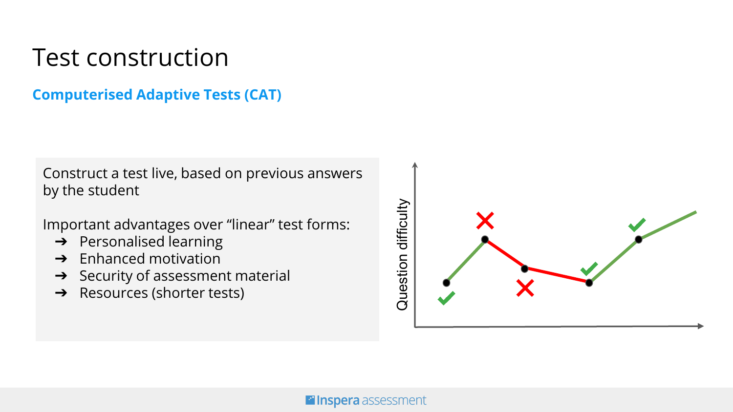# Test construction

## Computerised Adaptive Tests (CAT)

Construct a test live, based on previous answers by the student

Important advantages over "linear" test forms:

- Personalised learning
- Enhanced motivation
- Security of assessment material
- Resources (shorter tests)

Question difficulty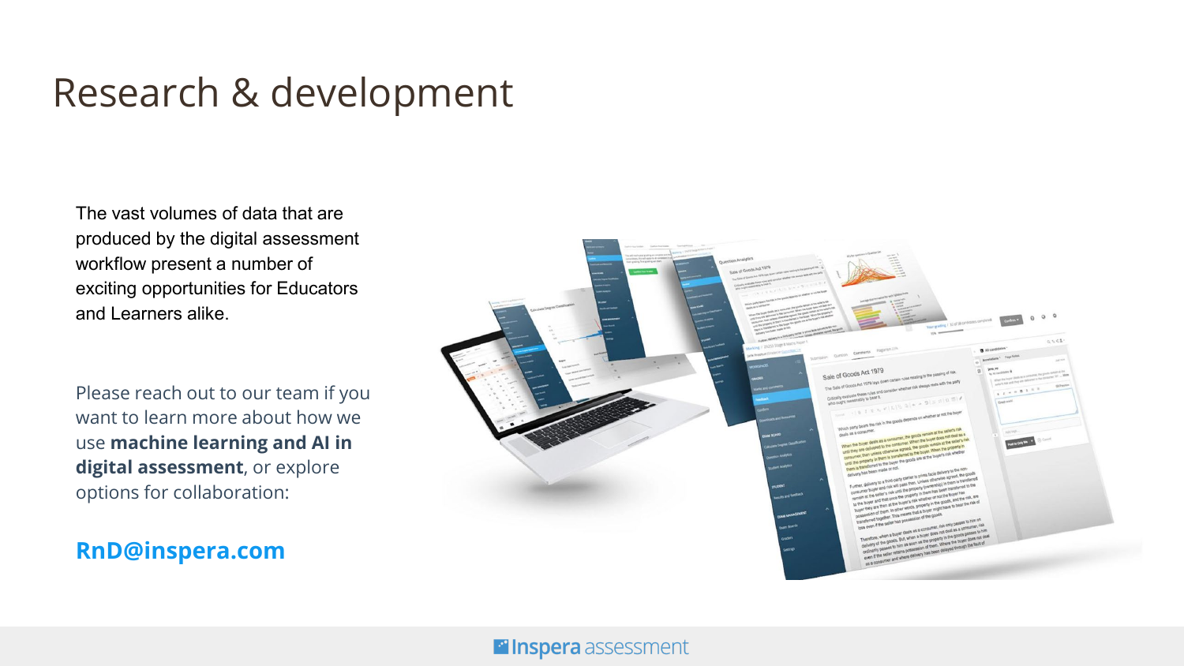# Research & development

The vast volumes of data that are produced by the digital assessment workflow present a number of exciting opportunities for Educators and Learners alike.

Please reach out to our team if you want to learn more about how we use **machine learning and AI in digital assessment**, or explore options for collaboration:

**RnD@inspera.com**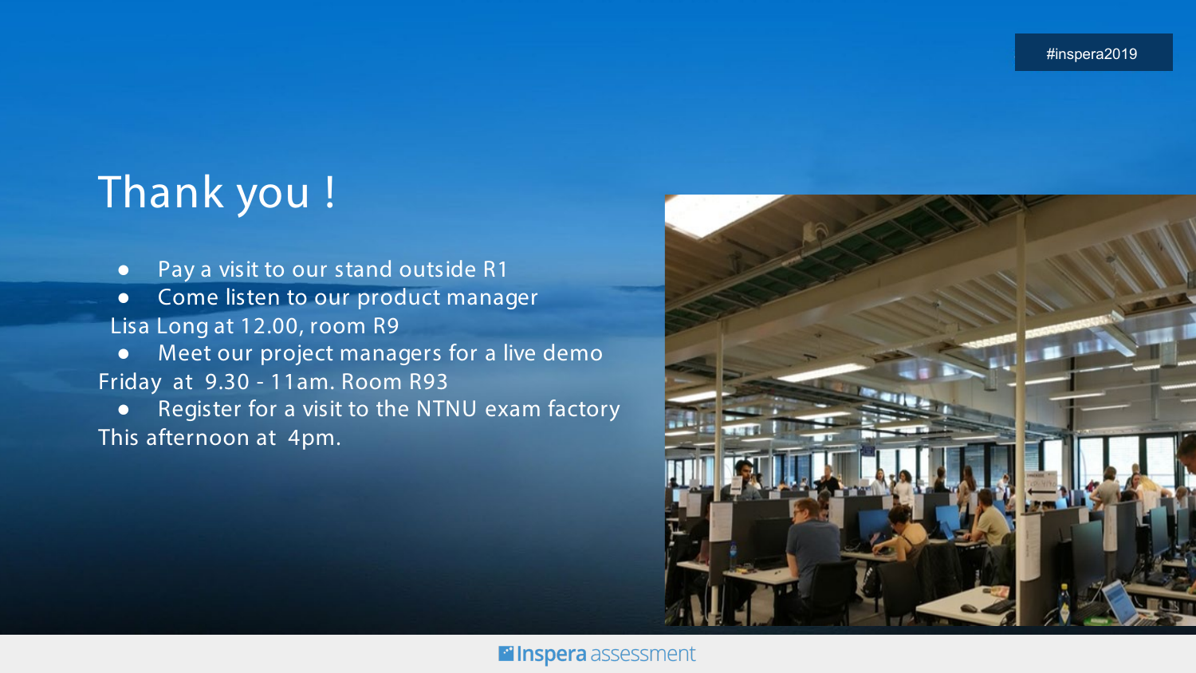# Thank you !

- Pay a visit to our stand outside R1
- Come listen to our product manager Lisa Long at 12.00, room R9
- Meet our project managers for a live demo Friday at 9.30 - 11am. Room R93
- Register for a visit to the NTNU exam factory This afternoon at 4pm.